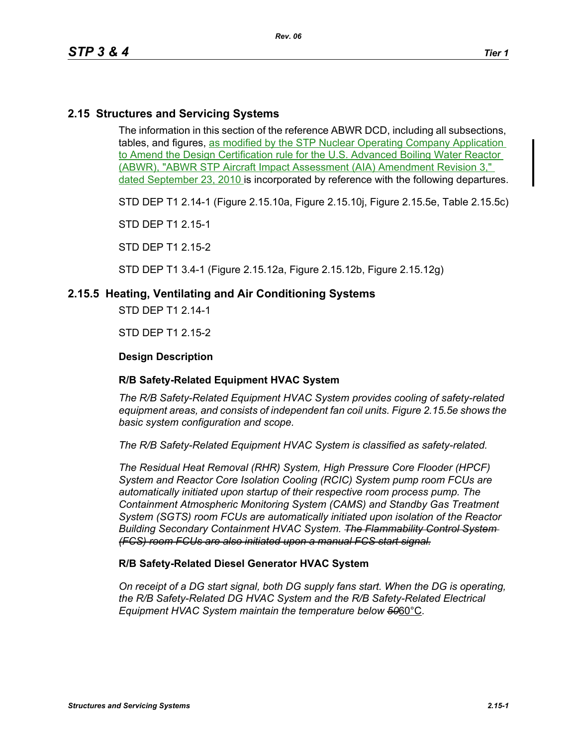## 2.15 Structures and Servicing Systems

The information in this section of the reference ABWR DCD, including all subsections, tables, and figures, as modified by the STP Nuclear Operating Company Application to Amend the Design Certification rule for the U.S. Advanced Boiling Water Reactor (ABWR), "ABWR STP Aircraft Impact Assessment (AIA) Amendment Revision 3," dated September 23, 2010 is incorporated by reference with the following departures.

STD DEP T1 2.14-1 (Figure 2.15.10a, Figure 2.15.10j, Figure 2.15.5e, Table 2.15.5c)

STD DEP T1 2.15-1

STD DEP T1 2.15-2

STD DEP T1 3.4-1 (Figure 2.15.12a, Figure 2.15.12b, Figure 2.15.12g)

### 2.15.5 Heating, Ventilating and Air Conditioning Systems

STD DEP T1 2.14-1

STD DEP T1 2.15-2

**Design Description**

**R/B Safety-Related Equipment HVAC System**

*The R/B Safety-Related Equipment HVAC System provides cooling of safety-related equipment areas, and consists of independent fan coil units. Figure 2.15.5e shows the basic system configuration and scope.*

*The R/B Safety-Related Equipment HVAC System is classified as safety-related.*

*The Residual Heat Removal (RHR) System, High Pressure Core Flooder (HPCF) System and Reactor Core Isolation Cooling (RCIC) System pump room FCUs are automatically initiated upon startup of their respective room process pump. The Containment Atmospheric Monitoring System (CAMS) and Standby Gas Treatment System (SGTS) room FCUs are automatically initiated upon isolation of the Reactor Building Secondary Containment HVAC System.* ~~*The Flammability Control System (FCS) room FCUs are also initiated upon a manual FCS start signal.*~~

**R/B Safety-Related Diesel Generator HVAC System**

*On receipt of a DG start signal, both DG supply fans start. When the DG is operating, the R/B Safety-Related DG HVAC System and the R/B Safety-Related Electrical Equipment HVAC System maintain the temperature below* ~~*50*~~60°C.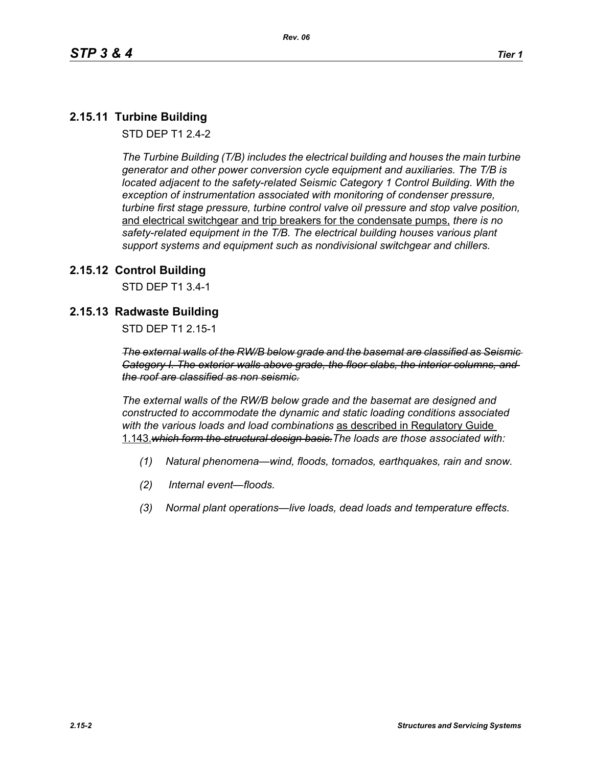## 2.15.11 Turbine Building

STD DEP T1 2.4-2

*The Turbine Building (T/B) includes the electrical building and houses the main turbine generator and other power conversion cycle equipment and auxiliaries. The T/B is located adjacent to the safety-related Seismic Category 1 Control Building. With the exception of instrumentation associated with monitoring of condenser pressure, turbine first stage pressure, turbine control valve oil pressure and stop valve position,* <u>and electrical switchgear and trip breakers for the condensate pumps,</u> *there is no safety-related equipment in the T/B. The electrical building houses various plant support systems and equipment such as nondivisional switchgear and chillers.*

## 2.15.12 Control Building

STD DEP T1 3.4-1

## 2.15.13 Radwaste Building

STD DEP T1 2.15-1

~~*The external walls of the RW/B below grade and the basemat are classified as Seismic Category I. The exterior walls above grade, the floor slabs, the interior columns, and the roof are classified as non seismic.*~~

*The external walls of the RW/B below grade and the basemat are designed and constructed to accommodate the dynamic and static loading conditions associated with the various loads and load combinations* <u>as described in Regulatory Guide 1.143.</u>~~*which form the structural design basis.*~~*The loads are those associated with:*

*(1) Natural phenomena—wind, floods, tornados, earthquakes, rain and snow.*

*(2) Internal event—floods.*

*(3) Normal plant operations—live loads, dead loads and temperature effects.*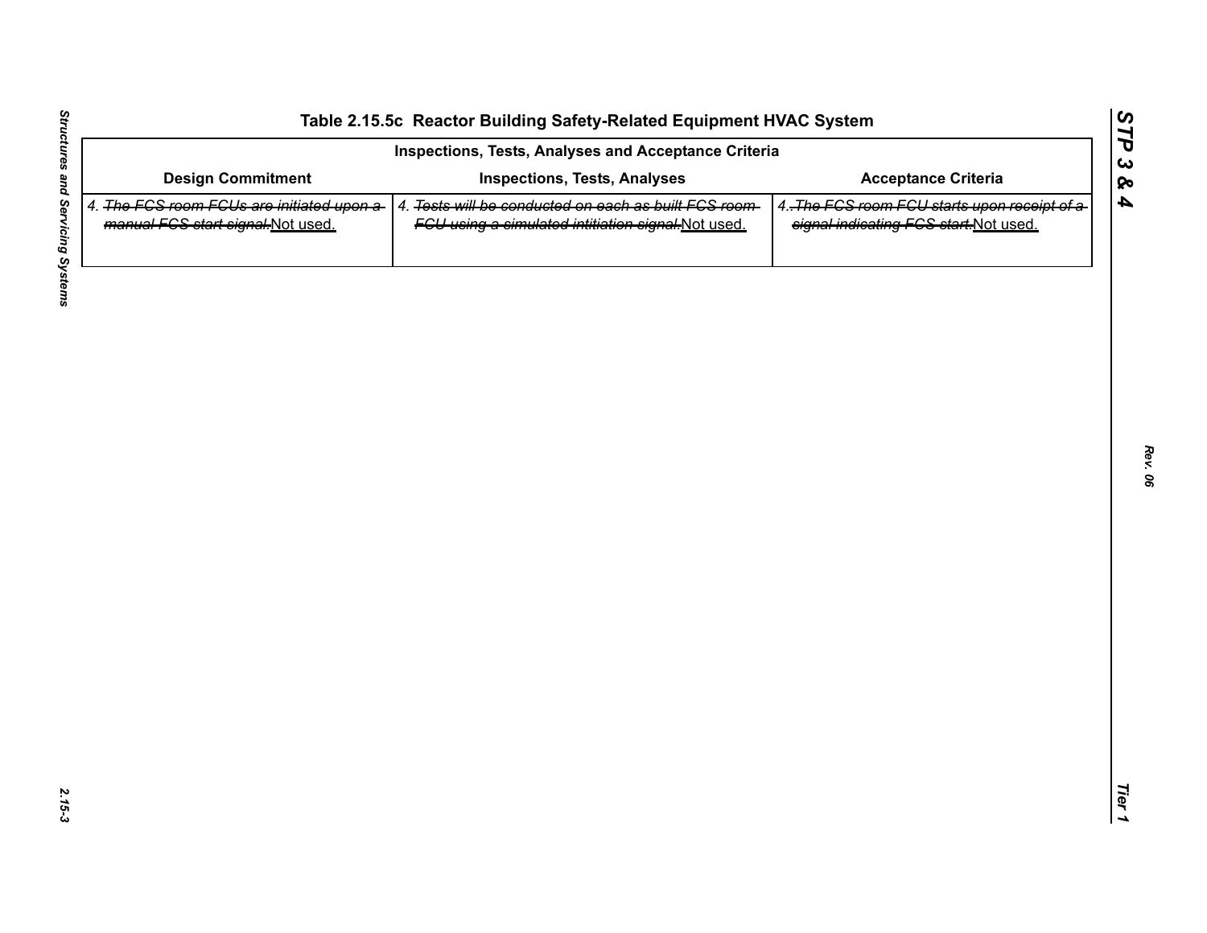# Table 2.15.5c Reactor Building Safety-Related Equipment HVAC System

| Inspections, Tests, Analyses and Acceptance Criteria | | |
|---|---|---|
| **Design Commitment** | **Inspections, Tests, Analyses** | **Acceptance Criteria** |
| 4. ~~The FCS room FCUs are initiated upon a manual FCS start signal.~~Not used. | 4. ~~Tests will be conducted on each as built FCS room FCU using a simulated intitiation signal.~~Not used. | 4. ~~The FCS room FCU starts upon receipt of a signal indicating FCS start.~~Not used. |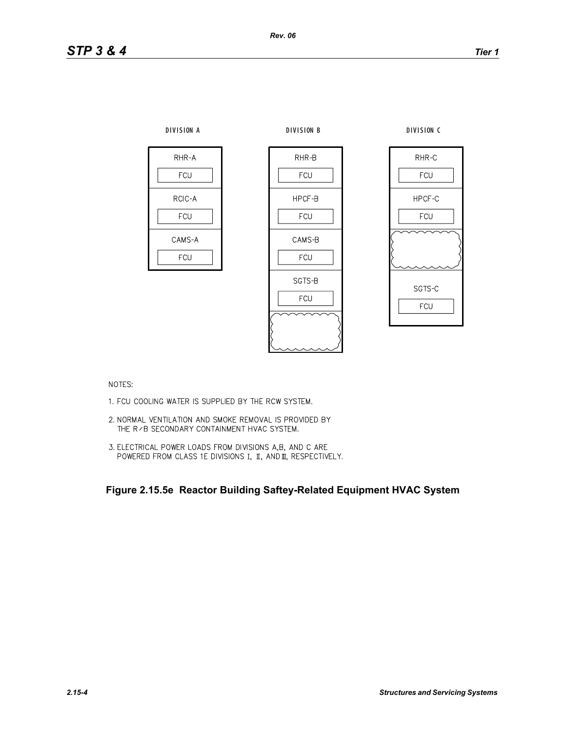| DIVISION A | DIVISION B | DIVISION C |
| --- | --- | --- |
| RHR-A FCU | RHR-B FCU | RHR-C FCU |
| RCIC-A FCU | HPCF-B FCU | HPCF-C FCU |
| CAMS-A FCU | CAMS-B FCU | |
| | SGTS-B FCU | SGTS-C FCU |

NOTES:

1. FCU COOLING WATER IS SUPPLIED BY THE RCW SYSTEM.
2. NORMAL VENTILATION AND SMOKE REMOVAL IS PROVIDED BY THE R/B SECONDARY CONTAINMENT HVAC SYSTEM.
3. ELECTRICAL POWER LOADS FROM DIVISIONS A,B, AND C ARE POWERED FROM CLASS 1E DIVISIONS I, II, AND III, RESPECTIVELY.

**Figure 2.15.5e Reactor Building Saftey-Related Equipment HVAC System**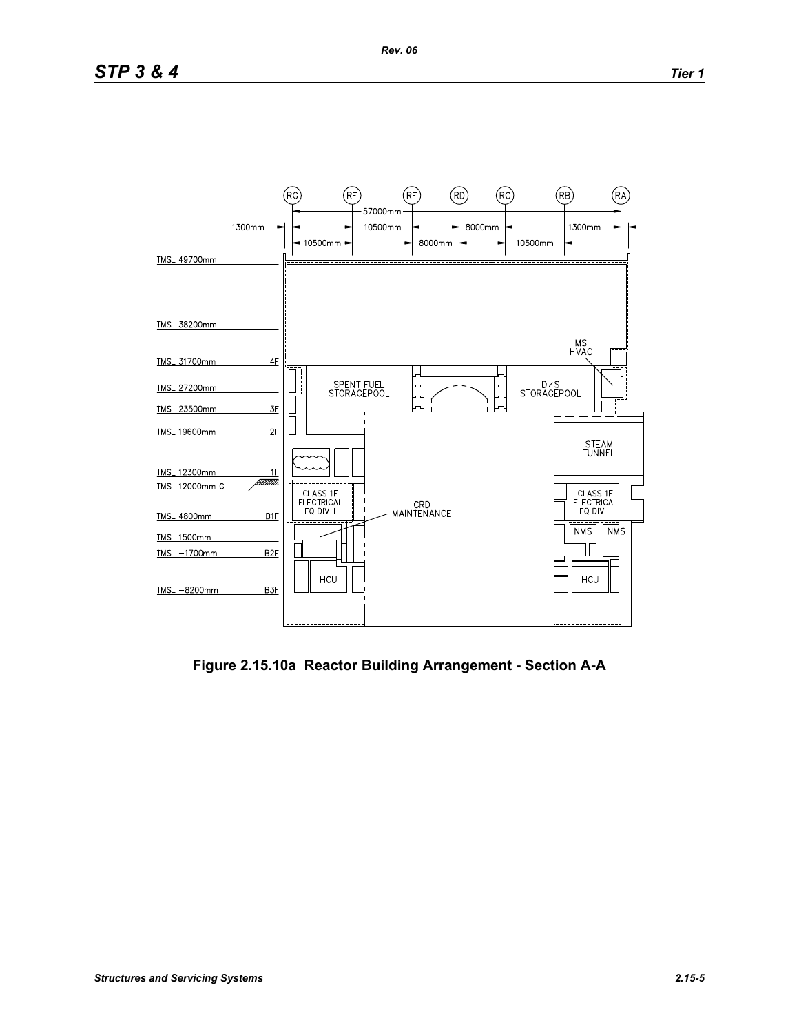Figure 2.15.10a  Reactor Building Arrangement - Section A-A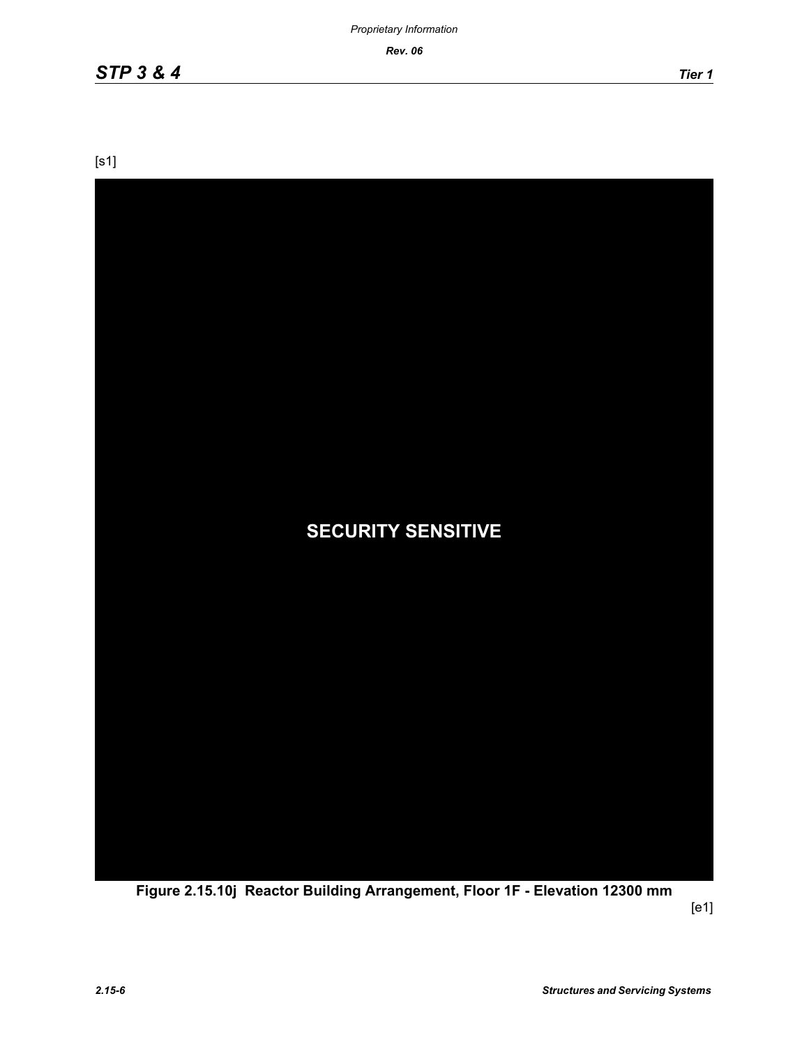[s1]

SECURITY SENSITIVE

**Figure 2.15.10j Reactor Building Arrangement, Floor 1F - Elevation 12300 mm**

[e1]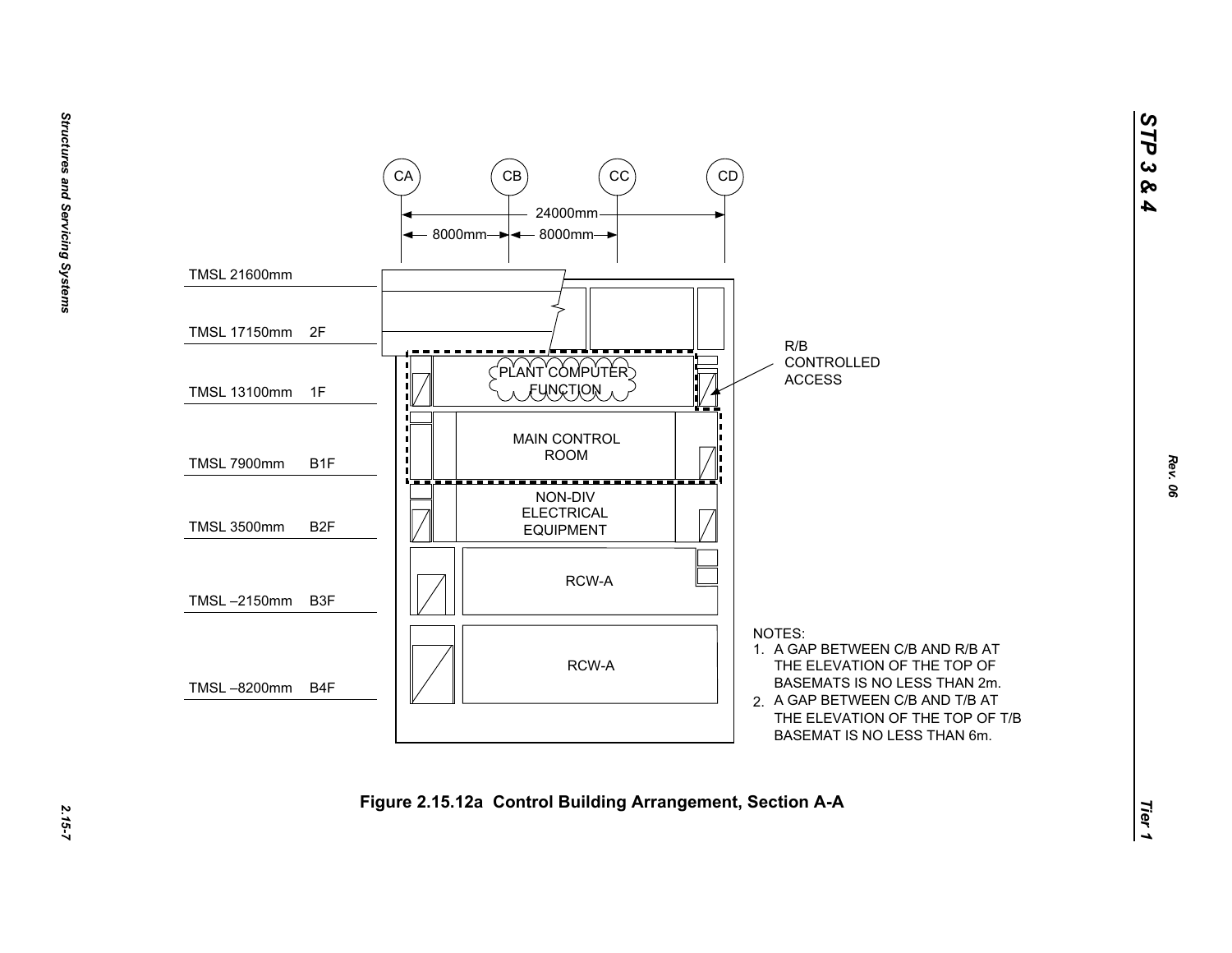CA CB CC CD

24000mm

8000mm 8000mm

TMSL 21600mm

TMSL 17150mm 2F

TMSL 13100mm 1F

TMSL 7900mm B1F

TMSL 3500mm B2F

TMSL –2150mm B3F

TMSL –8200mm B4F

PLANT COMPUTER FUNCTION

MAIN CONTROL ROOM

NON-DIV ELECTRICAL EQUIPMENT

RCW-A

RCW-A

R/B CONTROLLED ACCESS

NOTES:

1. A GAP BETWEEN C/B AND R/B AT THE ELEVATION OF THE TOP OF BASEMATS IS NO LESS THAN 2m.
2. A GAP BETWEEN C/B AND T/B AT THE ELEVATION OF THE TOP OF T/B BASEMAT IS NO LESS THAN 6m.

**Figure 2.15.12a Control Building Arrangement, Section A-A**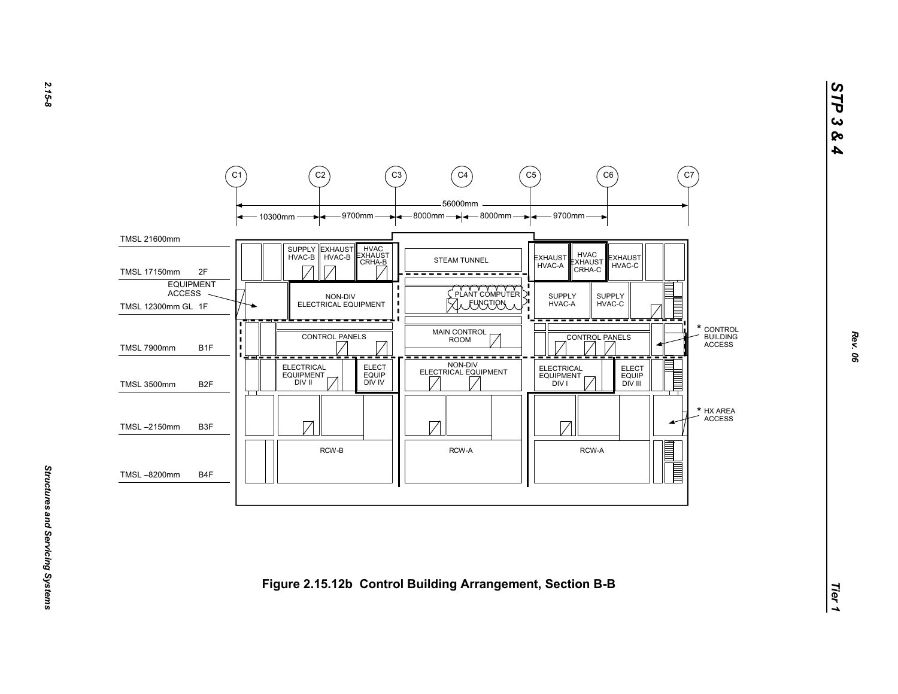C1 C2 C3 C4 C5 C6 C7

56000mm

10300mm 9700mm 8000mm 8000mm 9700mm

TMSL 21600mm

TMSL 17150mm 2F

EQUIPMENT ACCESS

TMSL 12300mm GL 1F

TMSL 7900mm B1F

TMSL 3500mm B2F

TMSL –2150mm B3F

TMSL –8200mm B4F

SUPPLY HVAC-B

EXHAUST HVAC-B

HVAC EXHAUST CRHA-B

STEAM TUNNEL

EXHAUST HVAC-A

HVAC EXHAUST CRHA-C

EXHAUST HVAC-C

NON-DIV ELECTRICAL EQUIPMENT

PLANT COMPUTER FUNCTION

SUPPLY HVAC-A

SUPPLY HVAC-C

CONTROL PANELS

MAIN CONTROL ROOM

CONTROL PANELS

* CONTROL BUILDING ACCESS

ELECTRICAL EQUIPMENT DIV II

ELECT EQUIP DIV IV

NON-DIV ELECTRICAL EQUIPMENT

ELECTRICAL EQUIPMENT DIV I

ELECT EQUIP DIV III

* HX AREA ACCESS

RCW-B

RCW-A

RCW-A

**Figure 2.15.12b Control Building Arrangement, Section B-B**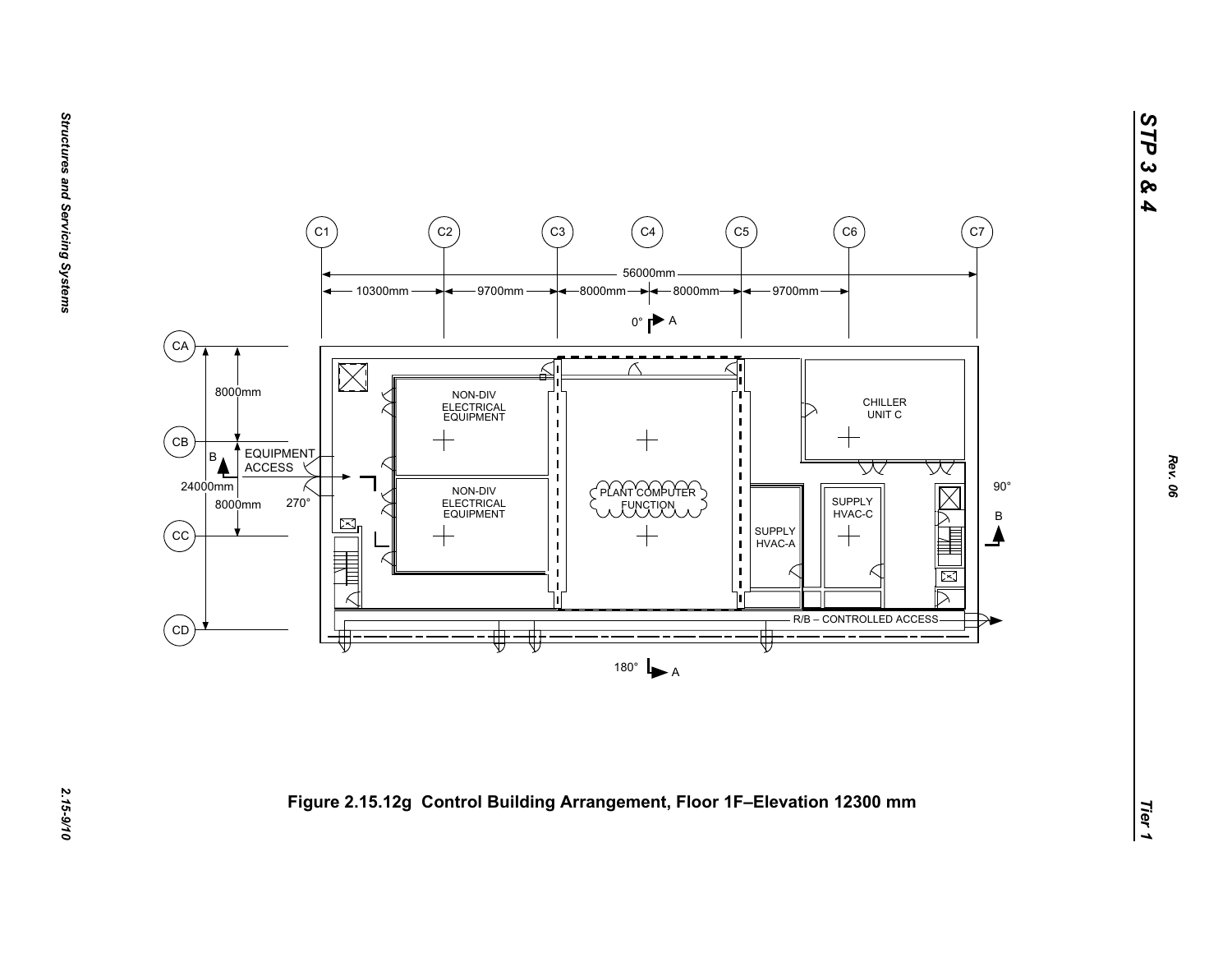C1
C2
C3
C4
C5
C6
C7

56000mm

10300mm
9700mm
8000mm
8000mm
9700mm

0°
A

CA
CB
CC
CD

8000mm
24000mm
8000mm

B
EQUIPMENT ACCESS
270°

NON-DIV ELECTRICAL EQUIPMENT

NON-DIV ELECTRICAL EQUIPMENT

PLANT COMPUTER FUNCTION

SUPPLY HVAC-A

SUPPLY HVAC-C

CHILLER UNIT C

90°
B

R/B – CONTROLLED ACCESS

180°
A

**Figure 2.15.12g Control Building Arrangement, Floor 1F–Elevation 12300 mm**